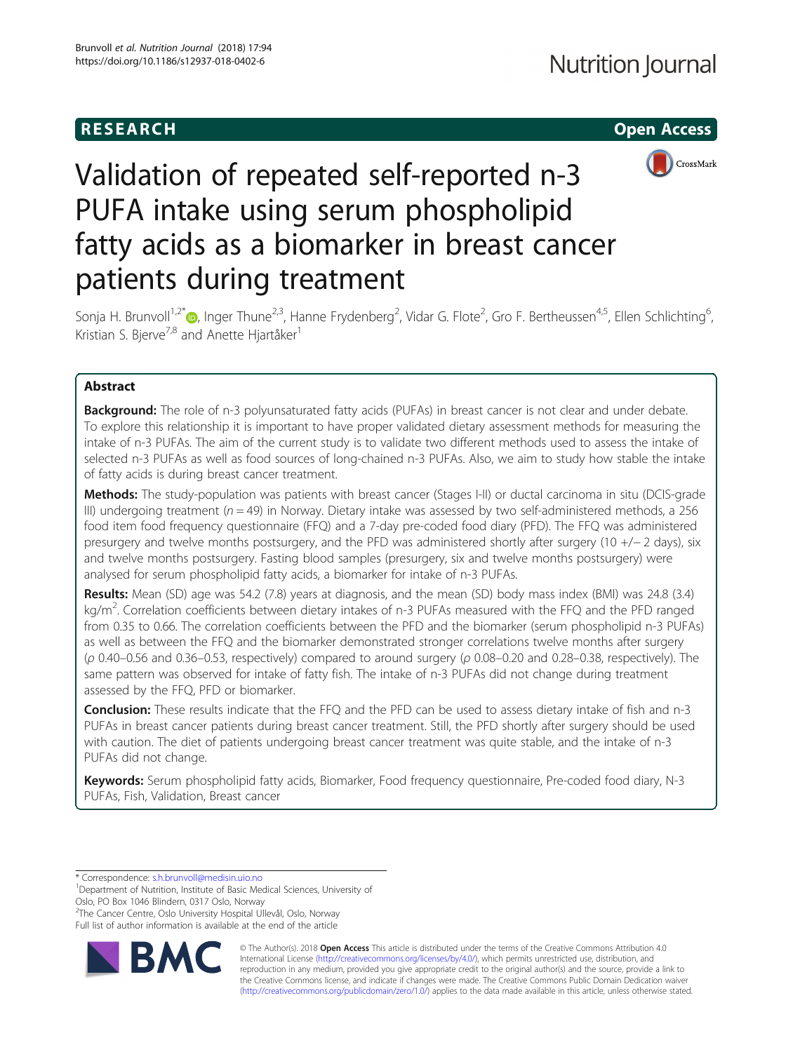RESEARCH

Open Access

# Validation of repeated self-reported n-3 PUFA intake using serum phospholipid fatty acids as a biomarker in breast cancer patients during treatment

Sonja H. Brunvoll[1,2*], Inger Thune[2,3], Hanne Frydenberg[2], Vidar G. Flote[2], Gro F. Bertheussen[4,5], Ellen Schlichting[6], Kristian S. Bjerve[7,8] and Anette Hjartåker[1]

## Abstract

**Background:** The role of n-3 polyunsaturated fatty acids (PUFAs) in breast cancer is not clear and under debate. To explore this relationship it is important to have proper validated dietary assessment methods for measuring the intake of n-3 PUFAs. The aim of the current study is to validate two different methods used to assess the intake of selected n-3 PUFAs as well as food sources of long-chained n-3 PUFAs. Also, we aim to study how stable the intake of fatty acids is during breast cancer treatment.

**Methods:** The study-population was patients with breast cancer (Stages I-II) or ductal carcinoma in situ (DCIS-grade III) undergoing treatment ($n = 49$) in Norway. Dietary intake was assessed by two self-administered methods, a 256 food item food frequency questionnaire (FFQ) and a 7-day pre-coded food diary (PFD). The FFQ was administered presurgery and twelve months postsurgery, and the PFD was administered shortly after surgery (10 +/− 2 days), six and twelve months postsurgery. Fasting blood samples (presurgery, six and twelve months postsurgery) were analysed for serum phospholipid fatty acids, a biomarker for intake of n-3 PUFAs.

**Results:** Mean (SD) age was 54.2 (7.8) years at diagnosis, and the mean (SD) body mass index (BMI) was 24.8 (3.4) kg/m$^2$. Correlation coefficients between dietary intakes of n-3 PUFAs measured with the FFQ and the PFD ranged from 0.35 to 0.66. The correlation coefficients between the PFD and the biomarker (serum phospholipid n-3 PUFAs) as well as between the FFQ and the biomarker demonstrated stronger correlations twelve months after surgery ($\rho$ 0.40–0.56 and 0.36–0.53, respectively) compared to around surgery ($\rho$ 0.08–0.20 and 0.28–0.38, respectively). The same pattern was observed for intake of fatty fish. The intake of n-3 PUFAs did not change during treatment assessed by the FFQ, PFD or biomarker.

**Conclusion:** These results indicate that the FFQ and the PFD can be used to assess dietary intake of fish and n-3 PUFAs in breast cancer patients during breast cancer treatment. Still, the PFD shortly after surgery should be used with caution. The diet of patients undergoing breast cancer treatment was quite stable, and the intake of n-3 PUFAs did not change.

**Keywords:** Serum phospholipid fatty acids, Biomarker, Food frequency questionnaire, Pre-coded food diary, N-3 PUFAs, Fish, Validation, Breast cancer

\* Correspondence: s.h.brunvoll@medisin.uio.no
[1]Department of Nutrition, Institute of Basic Medical Sciences, University of Oslo, PO Box 1046 Blindern, 0317 Oslo, Norway
[2]The Cancer Centre, Oslo University Hospital Ullevål, Oslo, Norway
Full list of author information is available at the end of the article

© The Author(s). 2018 **Open Access** This article is distributed under the terms of the Creative Commons Attribution 4.0 International License (http://creativecommons.org/licenses/by/4.0/), which permits unrestricted use, distribution, and reproduction in any medium, provided you give appropriate credit to the original author(s) and the source, provide a link to the Creative Commons license, and indicate if changes were made. The Creative Commons Public Domain Dedication waiver (http://creativecommons.org/publicdomain/zero/1.0/) applies to the data made available in this article, unless otherwise stated.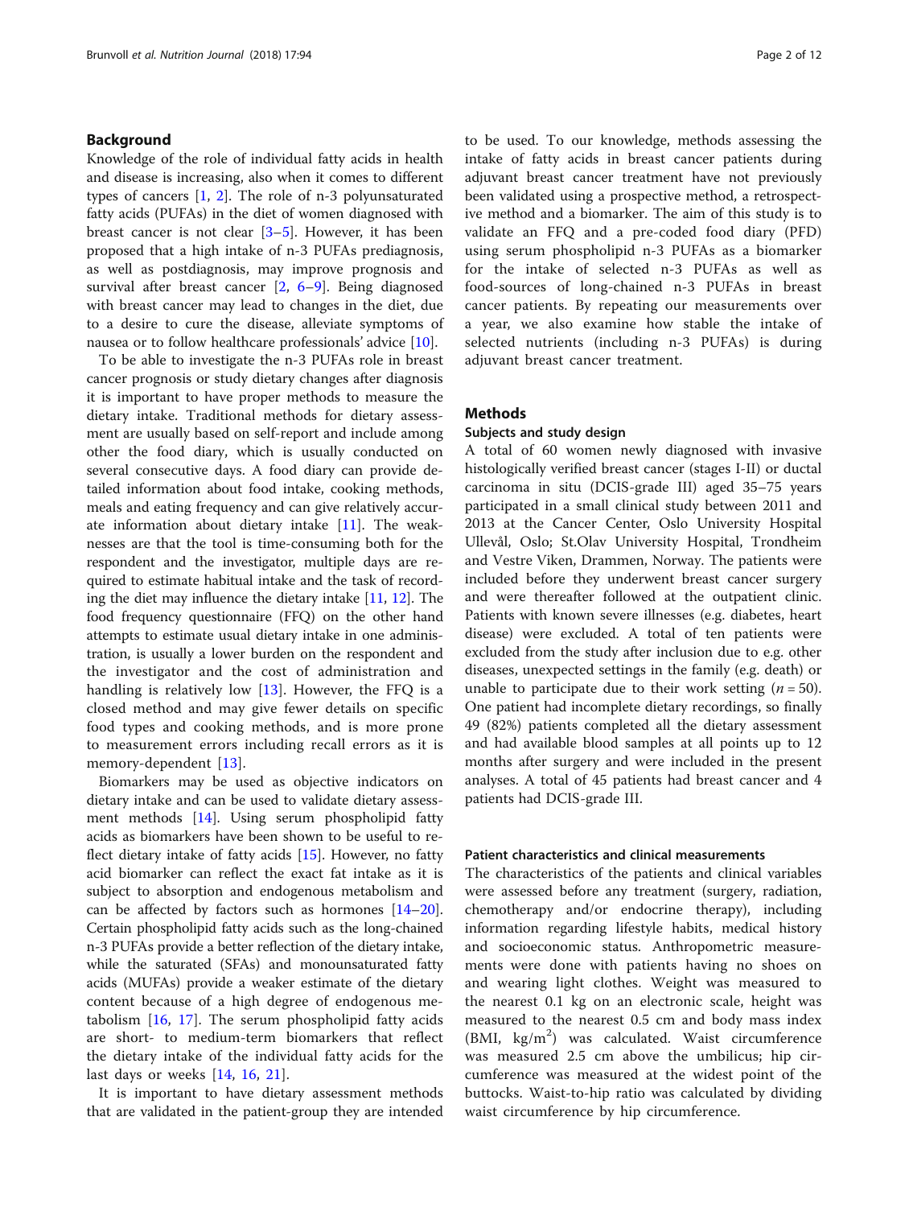## Background

Knowledge of the role of individual fatty acids in health and disease is increasing, also when it comes to different types of cancers [1, 2]. The role of n-3 polyunsaturated fatty acids (PUFAs) in the diet of women diagnosed with breast cancer is not clear [3–5]. However, it has been proposed that a high intake of n-3 PUFAs prediagnosis, as well as postdiagnosis, may improve prognosis and survival after breast cancer [2, 6–9]. Being diagnosed with breast cancer may lead to changes in the diet, due to a desire to cure the disease, alleviate symptoms of nausea or to follow healthcare professionals' advice [10].

To be able to investigate the n-3 PUFAs role in breast cancer prognosis or study dietary changes after diagnosis it is important to have proper methods to measure the dietary intake. Traditional methods for dietary assessment are usually based on self-report and include among other the food diary, which is usually conducted on several consecutive days. A food diary can provide detailed information about food intake, cooking methods, meals and eating frequency and can give relatively accurate information about dietary intake [11]. The weaknesses are that the tool is time-consuming both for the respondent and the investigator, multiple days are required to estimate habitual intake and the task of recording the diet may influence the dietary intake [11, 12]. The food frequency questionnaire (FFQ) on the other hand attempts to estimate usual dietary intake in one administration, is usually a lower burden on the respondent and the investigator and the cost of administration and handling is relatively low [13]. However, the FFQ is a closed method and may give fewer details on specific food types and cooking methods, and is more prone to measurement errors including recall errors as it is memory-dependent [13].

Biomarkers may be used as objective indicators on dietary intake and can be used to validate dietary assessment methods [14]. Using serum phospholipid fatty acids as biomarkers have been shown to be useful to reflect dietary intake of fatty acids [15]. However, no fatty acid biomarker can reflect the exact fat intake as it is subject to absorption and endogenous metabolism and can be affected by factors such as hormones [14–20]. Certain phospholipid fatty acids such as the long-chained n-3 PUFAs provide a better reflection of the dietary intake, while the saturated (SFAs) and monounsaturated fatty acids (MUFAs) provide a weaker estimate of the dietary content because of a high degree of endogenous metabolism [16, 17]. The serum phospholipid fatty acids are short- to medium-term biomarkers that reflect the dietary intake of the individual fatty acids for the last days or weeks [14, 16, 21].

It is important to have dietary assessment methods that are validated in the patient-group they are intended to be used. To our knowledge, methods assessing the intake of fatty acids in breast cancer patients during adjuvant breast cancer treatment have not previously been validated using a prospective method, a retrospective method and a biomarker. The aim of this study is to validate an FFQ and a pre-coded food diary (PFD) using serum phospholipid n-3 PUFAs as a biomarker for the intake of selected n-3 PUFAs as well as food-sources of long-chained n-3 PUFAs in breast cancer patients. By repeating our measurements over a year, we also examine how stable the intake of selected nutrients (including n-3 PUFAs) is during adjuvant breast cancer treatment.

## Methods

### Subjects and study design

A total of 60 women newly diagnosed with invasive histologically verified breast cancer (stages I-II) or ductal carcinoma in situ (DCIS-grade III) aged 35–75 years participated in a small clinical study between 2011 and 2013 at the Cancer Center, Oslo University Hospital Ullevål, Oslo; St.Olav University Hospital, Trondheim and Vestre Viken, Drammen, Norway. The patients were included before they underwent breast cancer surgery and were thereafter followed at the outpatient clinic. Patients with known severe illnesses (e.g. diabetes, heart disease) were excluded. A total of ten patients were excluded from the study after inclusion due to e.g. other diseases, unexpected settings in the family (e.g. death) or unable to participate due to their work setting ($n = 50$). One patient had incomplete dietary recordings, so finally 49 (82%) patients completed all the dietary assessment and had available blood samples at all points up to 12 months after surgery and were included in the present analyses. A total of 45 patients had breast cancer and 4 patients had DCIS-grade III.

### Patient characteristics and clinical measurements

The characteristics of the patients and clinical variables were assessed before any treatment (surgery, radiation, chemotherapy and/or endocrine therapy), including information regarding lifestyle habits, medical history and socioeconomic status. Anthropometric measurements were done with patients having no shoes on and wearing light clothes. Weight was measured to the nearest 0.1 kg on an electronic scale, height was measured to the nearest 0.5 cm and body mass index (BMI, $kg/m^2$) was calculated. Waist circumference was measured 2.5 cm above the umbilicus; hip circumference was measured at the widest point of the buttocks. Waist-to-hip ratio was calculated by dividing waist circumference by hip circumference.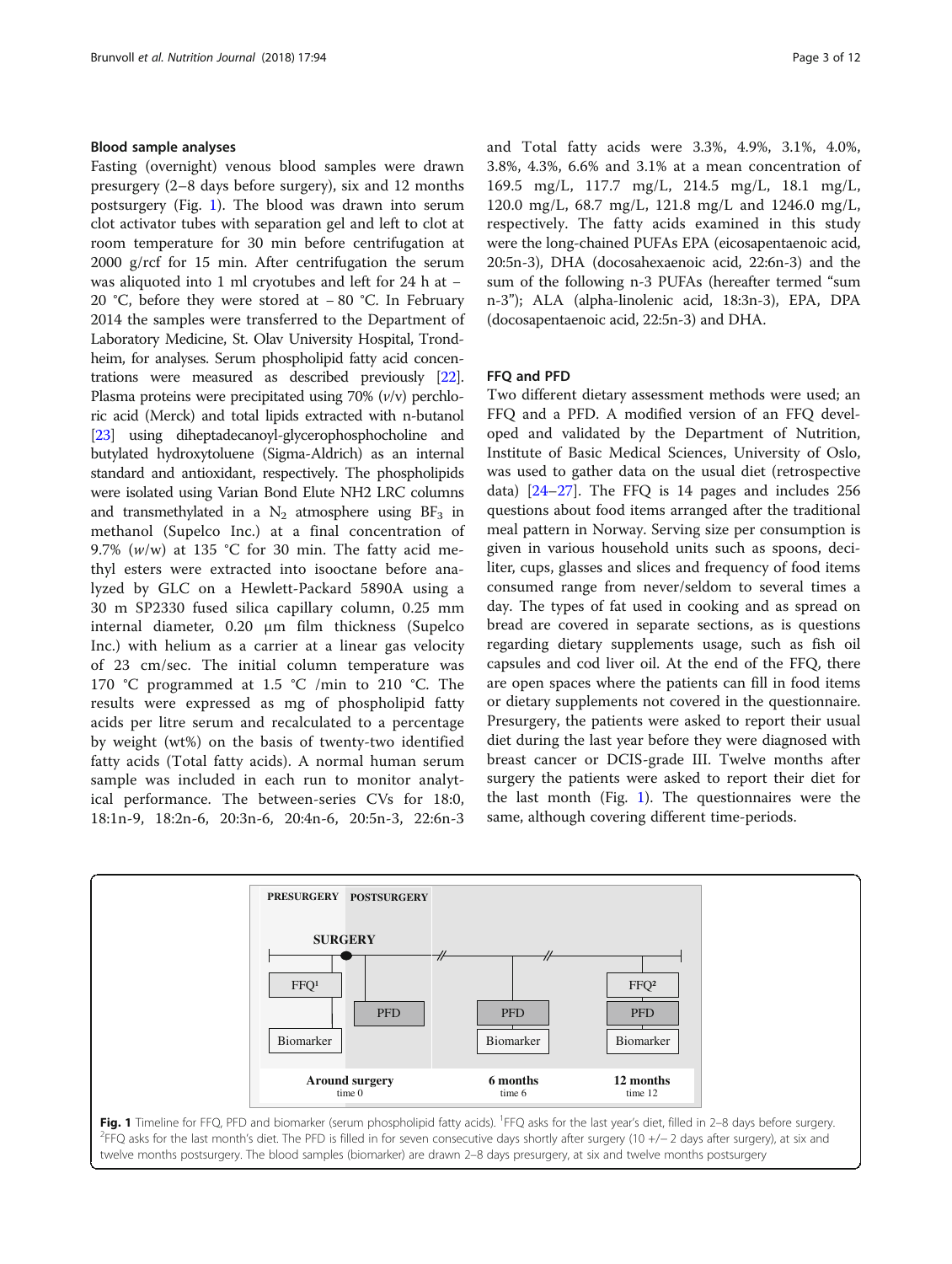## Blood sample analyses

Fasting (overnight) venous blood samples were drawn presurgery (2–8 days before surgery), six and 12 months postsurgery (Fig. 1). The blood was drawn into serum clot activator tubes with separation gel and left to clot at room temperature for 30 min before centrifugation at 2000 g/rcf for 15 min. After centrifugation the serum was aliquoted into 1 ml cryotubes and left for 24 h at − 20 °C, before they were stored at − 80 °C. In February 2014 the samples were transferred to the Department of Laboratory Medicine, St. Olav University Hospital, Trondheim, for analyses. Serum phospholipid fatty acid concentrations were measured as described previously [22]. Plasma proteins were precipitated using 70% (*v*/v) perchloric acid (Merck) and total lipids extracted with n-butanol [23] using diheptadecanoyl-glycerophosphocholine and butylated hydroxytoluene (Sigma-Aldrich) as an internal standard and antioxidant, respectively. The phospholipids were isolated using Varian Bond Elute NH2 LRC columns and transmethylated in a $N_2$ atmosphere using $BF_3$ in methanol (Supelco Inc.) at a final concentration of 9.7% (*w*/w) at 135 °C for 30 min. The fatty acid methyl esters were extracted into isooctane before analyzed by GLC on a Hewlett-Packard 5890A using a 30 m SP2330 fused silica capillary column, 0.25 mm internal diameter, 0.20 μm film thickness (Supelco Inc.) with helium as a carrier at a linear gas velocity of 23 cm/sec. The initial column temperature was 170 °C programmed at 1.5 °C /min to 210 °C. The results were expressed as mg of phospholipid fatty acids per litre serum and recalculated to a percentage by weight (wt%) on the basis of twenty-two identified fatty acids (Total fatty acids). A normal human serum sample was included in each run to monitor analytical performance. The between-series CVs for 18:0, 18:1n-9, 18:2n-6, 20:3n-6, 20:4n-6, 20:5n-3, 22:6n-3 and Total fatty acids were 3.3%, 4.9%, 3.1%, 4.0%, 3.8%, 4.3%, 6.6% and 3.1% at a mean concentration of 169.5 mg/L, 117.7 mg/L, 214.5 mg/L, 18.1 mg/L, 120.0 mg/L, 68.7 mg/L, 121.8 mg/L and 1246.0 mg/L, respectively. The fatty acids examined in this study were the long-chained PUFAs EPA (eicosapentaenoic acid, 20:5n-3), DHA (docosahexaenoic acid, 22:6n-3) and the sum of the following n-3 PUFAs (hereafter termed "sum n-3"); ALA (alpha-linolenic acid, 18:3n-3), EPA, DPA (docosapentaenoic acid, 22:5n-3) and DHA.

## FFQ and PFD

Two different dietary assessment methods were used; an FFQ and a PFD. A modified version of an FFQ developed and validated by the Department of Nutrition, Institute of Basic Medical Sciences, University of Oslo, was used to gather data on the usual diet (retrospective data) [24–27]. The FFQ is 14 pages and includes 256 questions about food items arranged after the traditional meal pattern in Norway. Serving size per consumption is given in various household units such as spoons, deciliter, cups, glasses and slices and frequency of food items consumed range from never/seldom to several times a day. The types of fat used in cooking and as spread on bread are covered in separate sections, as is questions regarding dietary supplements usage, such as fish oil capsules and cod liver oil. At the end of the FFQ, there are open spaces where the patients can fill in food items or dietary supplements not covered in the questionnaire. Presurgery, the patients were asked to report their usual diet during the last year before they were diagnosed with breast cancer or DCIS-grade III. Twelve months after surgery the patients were asked to report their diet for the last month (Fig. 1). The questionnaires were the same, although covering different time-periods.

**Fig. 1** Timeline for FFQ, PFD and biomarker (serum phospholipid fatty acids). [1]FFQ asks for the last year's diet, filled in 2–8 days before surgery. [2]FFQ asks for the last month's diet. The PFD is filled in for seven consecutive days shortly after surgery (10 +/− 2 days after surgery), at six and twelve months postsurgery. The blood samples (biomarker) are drawn 2–8 days presurgery, at six and twelve months postsurgery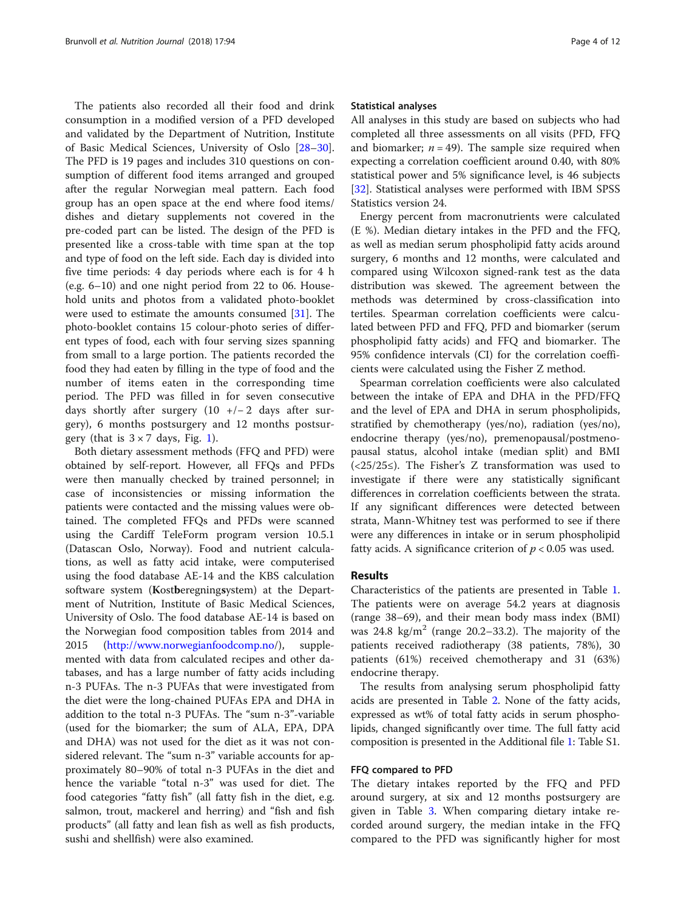The patients also recorded all their food and drink consumption in a modified version of a PFD developed and validated by the Department of Nutrition, Institute of Basic Medical Sciences, University of Oslo [28–30]. The PFD is 19 pages and includes 310 questions on consumption of different food items arranged and grouped after the regular Norwegian meal pattern. Each food group has an open space at the end where food items/dishes and dietary supplements not covered in the pre-coded part can be listed. The design of the PFD is presented like a cross-table with time span at the top and type of food on the left side. Each day is divided into five time periods: 4 day periods where each is for 4 h (e.g. 6–10) and one night period from 22 to 06. Household units and photos from a validated photo-booklet were used to estimate the amounts consumed [31]. The photo-booklet contains 15 colour-photo series of different types of food, each with four serving sizes spanning from small to a large portion. The patients recorded the food they had eaten by filling in the type of food and the number of items eaten in the corresponding time period. The PFD was filled in for seven consecutive days shortly after surgery (10 +/− 2 days after surgery), 6 months postsurgery and 12 months postsurgery (that is $3 \times 7$ days, Fig. 1).

Both dietary assessment methods (FFQ and PFD) were obtained by self-report. However, all FFQs and PFDs were then manually checked by trained personnel; in case of inconsistencies or missing information the patients were contacted and the missing values were obtained. The completed FFQs and PFDs were scanned using the Cardiff TeleForm program version 10.5.1 (Datascan Oslo, Norway). Food and nutrient calculations, as well as fatty acid intake, were computerised using the food database AE-14 and the KBS calculation software system (**K**ost**b**eregnings**s**ystem) at the Department of Nutrition, Institute of Basic Medical Sciences, University of Oslo. The food database AE-14 is based on the Norwegian food composition tables from 2014 and 2015 (http://www.norwegianfoodcomp.no/), supplemented with data from calculated recipes and other databases, and has a large number of fatty acids including n-3 PUFAs. The n-3 PUFAs that were investigated from the diet were the long-chained PUFAs EPA and DHA in addition to the total n-3 PUFAs. The "sum n-3"-variable (used for the biomarker; the sum of ALA, EPA, DPA and DHA) was not used for the diet as it was not considered relevant. The "sum n-3" variable accounts for approximately 80–90% of total n-3 PUFAs in the diet and hence the variable "total n-3" was used for diet. The food categories "fatty fish" (all fatty fish in the diet, e.g. salmon, trout, mackerel and herring) and "fish and fish products" (all fatty and lean fish as well as fish products, sushi and shellfish) were also examined.

### Statistical analyses

All analyses in this study are based on subjects who had completed all three assessments on all visits (PFD, FFQ and biomarker; $n = 49$). The sample size required when expecting a correlation coefficient around 0.40, with 80% statistical power and 5% significance level, is 46 subjects [32]. Statistical analyses were performed with IBM SPSS Statistics version 24.

Energy percent from macronutrients were calculated (E %). Median dietary intakes in the PFD and the FFQ, as well as median serum phospholipid fatty acids around surgery, 6 months and 12 months, were calculated and compared using Wilcoxon signed-rank test as the data distribution was skewed. The agreement between the methods was determined by cross-classification into tertiles. Spearman correlation coefficients were calculated between PFD and FFQ, PFD and biomarker (serum phospholipid fatty acids) and FFQ and biomarker. The 95% confidence intervals (CI) for the correlation coefficients were calculated using the Fisher Z method.

Spearman correlation coefficients were also calculated between the intake of EPA and DHA in the PFD/FFQ and the level of EPA and DHA in serum phospholipids, stratified by chemotherapy (yes/no), radiation (yes/no), endocrine therapy (yes/no), premenopausal/postmenopausal status, alcohol intake (median split) and BMI (<25/25≤). The Fisher's Z transformation was used to investigate if there were any statistically significant differences in correlation coefficients between the strata. If any significant differences were detected between strata, Mann-Whitney test was performed to see if there were any differences in intake or in serum phospholipid fatty acids. A significance criterion of $p < 0.05$ was used.

## Results

Characteristics of the patients are presented in Table 1. The patients were on average 54.2 years at diagnosis (range 38–69), and their mean body mass index (BMI) was 24.8 $kg/m^2$ (range 20.2–33.2). The majority of the patients received radiotherapy (38 patients, 78%), 30 patients (61%) received chemotherapy and 31 (63%) endocrine therapy.

The results from analysing serum phospholipid fatty acids are presented in Table 2. None of the fatty acids, expressed as wt% of total fatty acids in serum phospholipids, changed significantly over time. The full fatty acid composition is presented in the Additional file 1: Table S1.

### FFQ compared to PFD

The dietary intakes reported by the FFQ and PFD around surgery, at six and 12 months postsurgery are given in Table 3. When comparing dietary intake recorded around surgery, the median intake in the FFQ compared to the PFD was significantly higher for most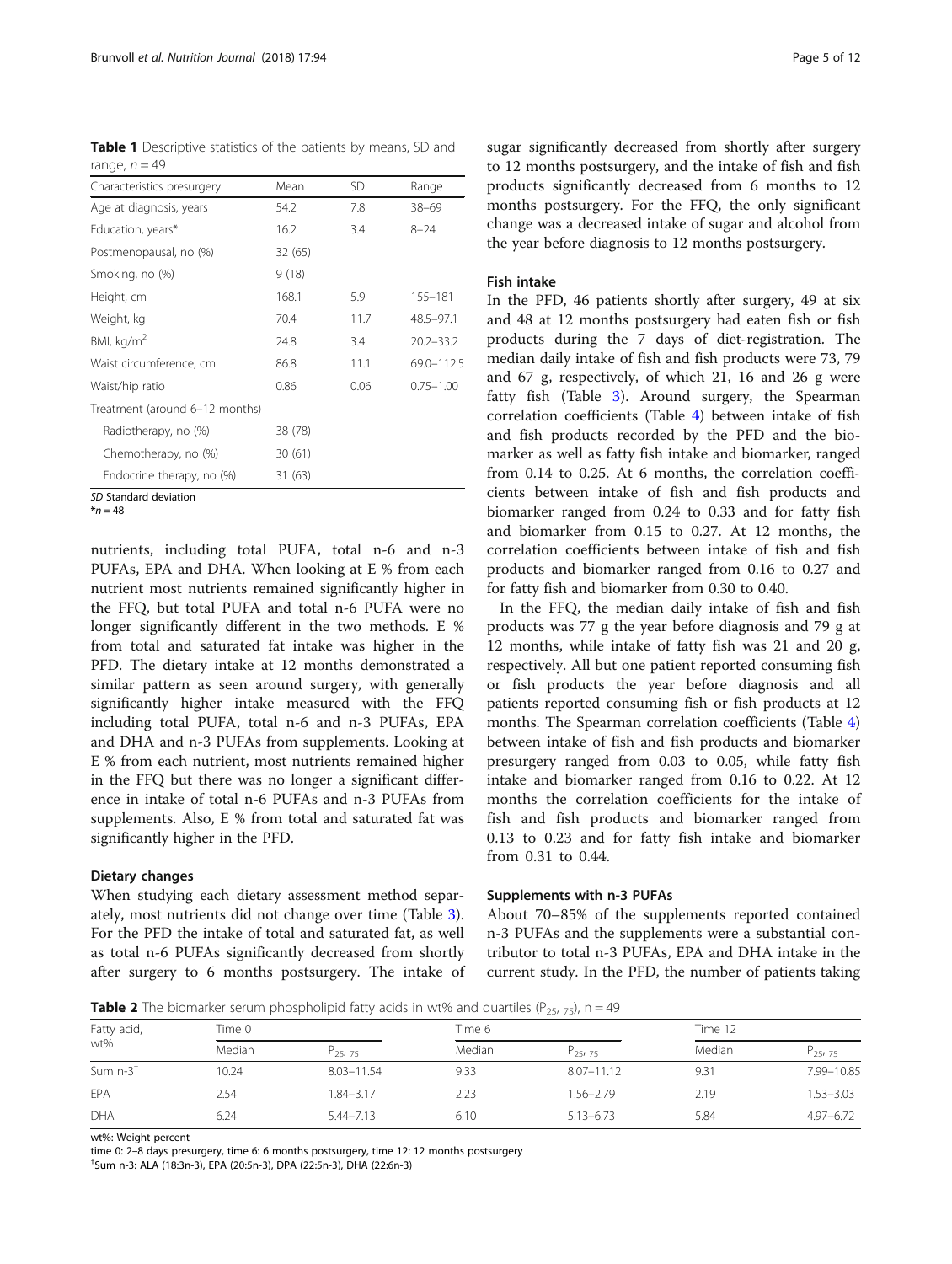**Table 1** Descriptive statistics of the patients by means, SD and range, $n = 49$

| Characteristics presurgery | Mean | SD | Range |
|---|---|---|---|
| Age at diagnosis, years | 54.2 | 7.8 | 38–69 |
| Education, years* | 16.2 | 3.4 | 8–24 |
| Postmenopausal, no (%) | 32 (65) | | |
| Smoking, no (%) | 9 (18) | | |
| Height, cm | 168.1 | 5.9 | 155–181 |
| Weight, kg | 70.4 | 11.7 | 48.5–97.1 |
| BMI, kg/m$^2$ | 24.8 | 3.4 | 20.2–33.2 |
| Waist circumference, cm | 86.8 | 11.1 | 69.0–112.5 |
| Waist/hip ratio | 0.86 | 0.06 | 0.75–1.00 |
| Treatment (around 6–12 months) | | | |
| Radiotherapy, no (%) | 38 (78) | | |
| Chemotherapy, no (%) | 30 (61) | | |
| Endocrine therapy, no (%) | 31 (63) | | |

*SD* Standard deviation
*$n = 48$

nutrients, including total PUFA, total n-6 and n-3 PUFAs, EPA and DHA. When looking at E % from each nutrient most nutrients remained significantly higher in the FFQ, but total PUFA and total n-6 PUFA were no longer significantly different in the two methods. E % from total and saturated fat intake was higher in the PFD. The dietary intake at 12 months demonstrated a similar pattern as seen around surgery, with generally significantly higher intake measured with the FFQ including total PUFA, total n-6 and n-3 PUFAs, EPA and DHA and n-3 PUFAs from supplements. Looking at E % from each nutrient, most nutrients remained higher in the FFQ but there was no longer a significant difference in intake of total n-6 PUFAs and n-3 PUFAs from supplements. Also, E % from total and saturated fat was significantly higher in the PFD.

### Dietary changes

When studying each dietary assessment method separately, most nutrients did not change over time (Table 3). For the PFD the intake of total and saturated fat, as well as total n-6 PUFAs significantly decreased from shortly after surgery to 6 months postsurgery. The intake of sugar significantly decreased from shortly after surgery to 12 months postsurgery, and the intake of fish and fish products significantly decreased from 6 months to 12 months postsurgery. For the FFQ, the only significant change was a decreased intake of sugar and alcohol from the year before diagnosis to 12 months postsurgery.

### Fish intake

In the PFD, 46 patients shortly after surgery, 49 at six and 48 at 12 months postsurgery had eaten fish or fish products during the 7 days of diet-registration. The median daily intake of fish and fish products were 73, 79 and 67 g, respectively, of which 21, 16 and 26 g were fatty fish (Table 3). Around surgery, the Spearman correlation coefficients (Table 4) between intake of fish and fish products recorded by the PFD and the biomarker as well as fatty fish intake and biomarker, ranged from 0.14 to 0.25. At 6 months, the correlation coefficients between intake of fish and fish products and biomarker ranged from 0.24 to 0.33 and for fatty fish and biomarker from 0.15 to 0.27. At 12 months, the correlation coefficients between intake of fish and fish products and biomarker ranged from 0.16 to 0.27 and for fatty fish and biomarker from 0.30 to 0.40.

In the FFQ, the median daily intake of fish and fish products was 77 g the year before diagnosis and 79 g at 12 months, while intake of fatty fish was 21 and 20 g, respectively. All but one patient reported consuming fish or fish products the year before diagnosis and all patients reported consuming fish or fish products at 12 months. The Spearman correlation coefficients (Table 4) between intake of fish and fish products and biomarker presurgery ranged from 0.03 to 0.05, while fatty fish intake and biomarker ranged from 0.16 to 0.22. At 12 months the correlation coefficients for the intake of fish and fish products and biomarker ranged from 0.13 to 0.23 and for fatty fish intake and biomarker from 0.31 to 0.44.

### Supplements with n-3 PUFAs

About 70–85% of the supplements reported contained n-3 PUFAs and the supplements were a substantial contributor to total n-3 PUFAs, EPA and DHA intake in the current study. In the PFD, the number of patients taking

**Table 2** The biomarker serum phospholipid fatty acids in wt% and quartiles ($P_{25, 75}$), n = 49

| Fatty acid, wt% | Time 0 | | Time 6 | | Time 12 | |
|---|---|---|---|---|---|---|
| | Median | $P_{25, 75}$ | Median | $P_{25, 75}$ | Median | $P_{25, 75}$ |
| Sum n-3[†] | 10.24 | 8.03–11.54 | 9.33 | 8.07–11.12 | 9.31 | 7.99–10.85 |
| EPA | 2.54 | 1.84–3.17 | 2.23 | 1.56–2.79 | 2.19 | 1.53–3.03 |
| DHA | 6.24 | 5.44–7.13 | 6.10 | 5.13–6.73 | 5.84 | 4.97–6.72 |

wt%: Weight percent
time 0: 2–8 days presurgery, time 6: 6 months postsurgery, time 12: 12 months postsurgery
[†]Sum n-3: ALA (18:3n-3), EPA (20:5n-3), DPA (22:5n-3), DHA (22:6n-3)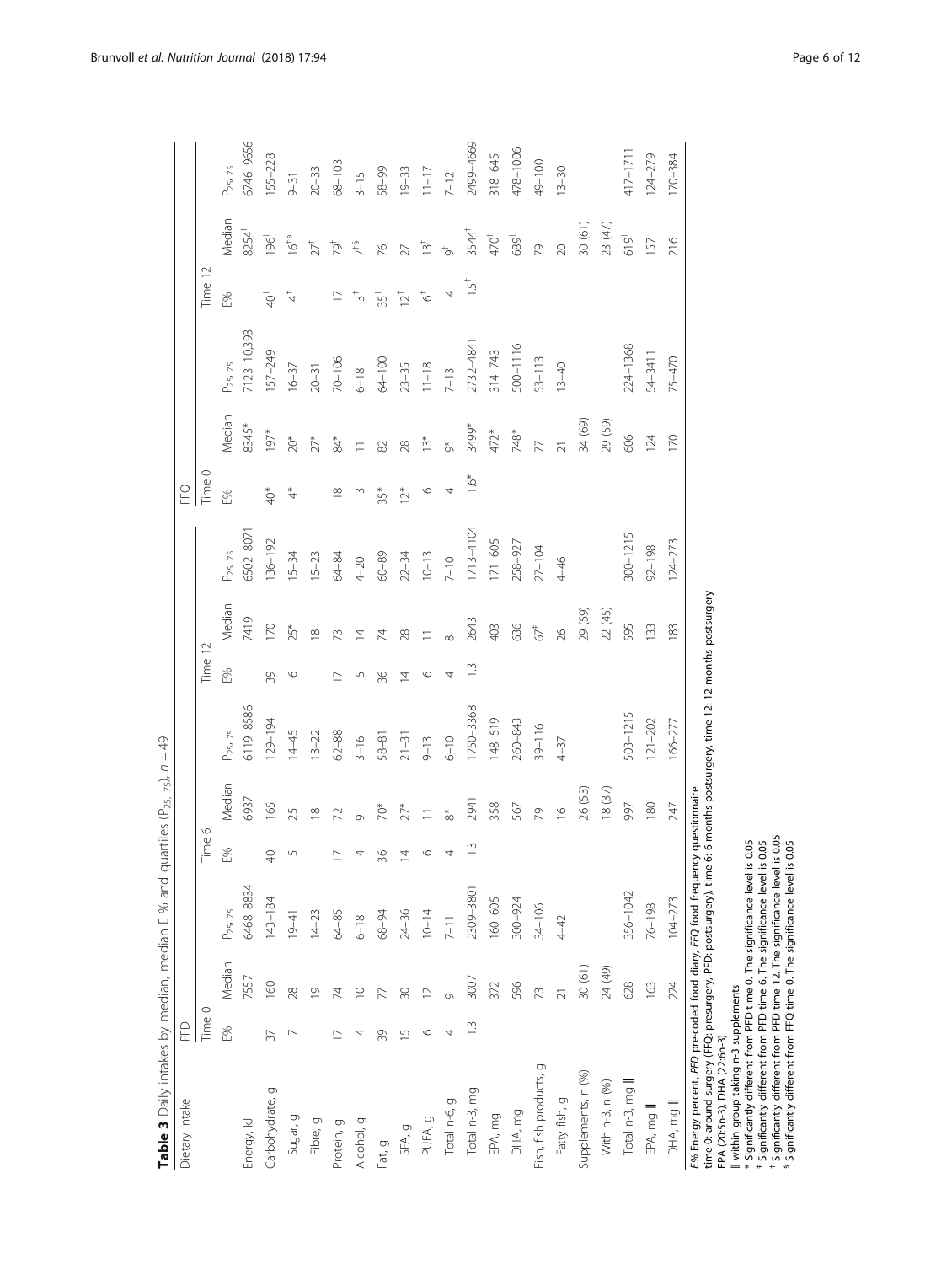**Table 3** Daily intakes by median, median E % and quartiles ($P_{25, 75}$), $n = 49$

| Dietary intake | PFD | | | | | | | | | FFQ | | | | | |
|---|---|---|---|---|---|---|---|---|---|---|---|---|---|---|---|
| | Time 0 | | | Time 6 | | | Time 12 | | | Time 0 | | | Time 12 | | |
| | E% | Median | $P_{25, 75}$ | E% | Median | $P_{25, 75}$ | E% | Median | $P_{25, 75}$ | E% | Median | $P_{25, 75}$ | E% | Median | $P_{25, 75}$ |
| Energy, kJ | | 7557 | 6468–8834 | | 6937 | 6119–8586 | | 7419 | 6502–8071 | | 8345* | 7123–10,393 | | 8254[†] | 6746–9656 |
| Carbohydrate, g | 37 | 160 | 143–184 | 40 | 165 | 129–194 | 39 | 170 | 136–192 | 40* | 197* | 157–249 | 40[†] | 196[†] | 155–228 |
| Sugar, g | 7 | 28 | 19–41 | 5 | 25 | 14–45 | 6 | 25* | 15–34 | 4* | 20* | 16–37 | 4[†] | 16[†§] | 9–31 |
| Fibre, g | | 19 | 14–23 | | 18 | 13–22 | | 18 | 15–23 | | 27* | 20–31 | | 27[†] | 20–33 |
| Protein, g | 17 | 74 | 64–85 | 17 | 72 | 62–88 | 17 | 73 | 64–84 | 18 | 84* | 70–106 | 17 | 79[†] | 68–103 |
| Alcohol, g | 4 | 10 | 6–18 | 4 | 9 | 3–16 | 5 | 14 | 4–20 | 3 | 11 | 6–18 | 3[†] | 7[†§] | 3–15 |
| Fat, g | 39 | 77 | 68–94 | 36 | 70* | 58–81 | 36 | 74 | 60–89 | 35* | 82 | 64–100 | 35[†] | 76 | 58–99 |
| SFA, g | 15 | 30 | 24–36 | 14 | 27* | 21–31 | 14 | 28 | 22–34 | 12* | 28 | 23–35 | 12[†] | 27 | 19–33 |
| PUFA, g | 6 | 12 | 10–14 | 6 | 11 | 9–13 | 6 | 11 | 10–13 | 6 | 13* | 11–18 | 6[†] | 13[†] | 11–17 |
| Total n-6, g | 4 | 9 | 7–11 | 4 | 8* | 6–10 | 4 | 8 | 7–10 | 4 | 9* | 7–13 | 4 | 9[†] | 7–12 |
| Total n-3, mg | 1.3 | 3007 | 2309–3801 | 1.3 | 2941 | 1750–3368 | 1.3 | 2643 | 1713–4104 | 1.6* | 3499* | 2732–4841 | 1.5[†] | 3544[†] | 2499–4669 |
| EPA, mg | | 372 | 160–605 | | 358 | 148–519 | | 403 | 171–605 | | 472* | 314–743 | | 470[†] | 318–645 |
| DHA, mg | | 596 | 300–924 | | 567 | 260–843 | | 636 | 258–927 | | 748* | 500–1116 | | 689[†] | 478–1006 |
| Fish, fish products, g | | 73 | 34–106 | | 79 | 39–116 | | 67[‡] | 27–104 | | 77 | 53–113 | | 79 | 49–100 |
| Fatty fish, g | | 21 | 4–42 | | 16 | 4–37 | | 26 | 4–46 | | 21 | 13–40 | | 20 | 13–30 |
| Supplements, n (%) | | 30 (61) | | | 26 (53) | | | 29 (59) | | | 34 (69) | | | 30 (61) | |
| With n-3, n (%) | | 24 (49) | | | 18 (37) | | | 22 (45) | | | 29 (59) | | | 23 (47) | |
| Total n-3, mg ‖ | | 628 | 356–1042 | | 997 | 503–1215 | | 595 | 300–1215 | | 606 | 224–1368 | | 619[†] | 417–1711 |
| EPA, mg ‖ | | 163 | 76–198 | | 180 | 121–202 | | 133 | 92–198 | | 124 | 54–3411 | | 157 | 124–279 |
| DHA, mg ‖ | | 224 | 104–273 | | 247 | 166–277 | | 183 | 124–273 | | 170 | 75–470 | | 216 | 170–384 |

E% Energy percent, PFD pre-coded food diary, FFQ food frequency questionnaire
time 0: around surgery (FFQ: presurgery, PFD: postsurgery), time 6: 6 months postsurgery, time 12: 12 months postsurgery
EPA (20:5n-3), DHA (22:6n-3)
‖ within group taking n-3 supplements
\* Significantly different from PFD time 0. The significance level is 0.05
‡ Significantly different from PFD time 6. The significance level is 0.05
† Significantly different from PFD time 12. The significance level is 0.05
§ Significantly different from FFQ time 0. The significance level is 0.05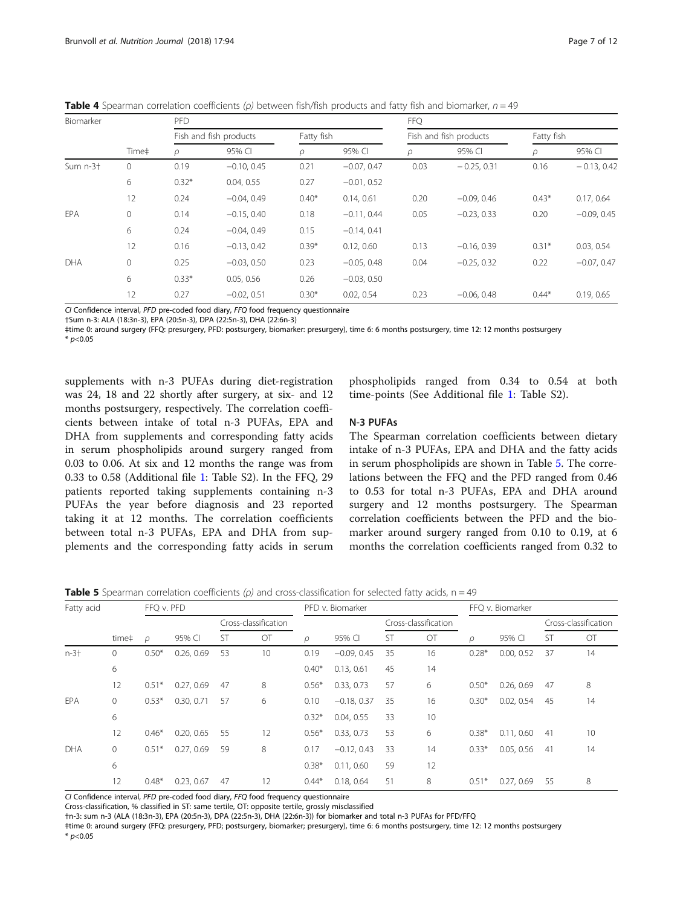**Table 4** Spearman correlation coefficients (ρ) between fish/fish products and fatty fish and biomarker, $n = 49$

| Biomarker | | PFD | | | | FFQ | | | |
|---|---|---|---|---|---|---|---|---|---|
| | | Fish and fish products | | Fatty fish | | Fish and fish products | | Fatty fish | |
| | Time‡ | ρ | 95% CI | ρ | 95% CI | ρ | 95% CI | ρ | 95% CI |
| Sum n-3† | 0 | 0.19 | −0.10, 0.45 | 0.21 | −0.07, 0.47 | 0.03 | − 0.25, 0.31 | 0.16 | − 0.13, 0.42 |
| | 6 | 0.32* | 0.04, 0.55 | 0.27 | −0.01, 0.52 | | | | |
| | 12 | 0.24 | −0.04, 0.49 | 0.40* | 0.14, 0.61 | 0.20 | −0.09, 0.46 | 0.43* | 0.17, 0.64 |
| EPA | 0 | 0.14 | −0.15, 0.40 | 0.18 | −0.11, 0.44 | 0.05 | −0.23, 0.33 | 0.20 | −0.09, 0.45 |
| | 6 | 0.24 | −0.04, 0.49 | 0.15 | −0.14, 0.41 | | | | |
| | 12 | 0.16 | −0.13, 0.42 | 0.39* | 0.12, 0.60 | 0.13 | −0.16, 0.39 | 0.31* | 0.03, 0.54 |
| DHA | 0 | 0.25 | −0.03, 0.50 | 0.23 | −0.05, 0.48 | 0.04 | −0.25, 0.32 | 0.22 | −0.07, 0.47 |
| | 6 | 0.33* | 0.05, 0.56 | 0.26 | −0.03, 0.50 | | | | |
| | 12 | 0.27 | −0.02, 0.51 | 0.30* | 0.02, 0.54 | 0.23 | −0.06, 0.48 | 0.44* | 0.19, 0.65 |

*CI* Confidence interval, *PFD* pre-coded food diary, *FFQ* food frequency questionnaire

†Sum n-3: ALA (18:3n-3), EPA (20:5n-3), DPA (22:5n-3), DHA (22:6n-3)

‡time 0: around surgery (FFQ: presurgery, PFD: postsurgery, biomarker: presurgery), time 6: 6 months postsurgery, time 12: 12 months postsurgery

\* $p<0.05$

supplements with n-3 PUFAs during diet-registration was 24, 18 and 22 shortly after surgery, at six- and 12 months postsurgery, respectively. The correlation coefficients between intake of total n-3 PUFAs, EPA and DHA from supplements and corresponding fatty acids in serum phospholipids around surgery ranged from 0.03 to 0.06. At six and 12 months the range was from 0.33 to 0.58 (Additional file 1: Table S2). In the FFQ, 29 patients reported taking supplements containing n-3 PUFAs the year before diagnosis and 23 reported taking it at 12 months. The correlation coefficients between total n-3 PUFAs, EPA and DHA from supplements and the corresponding fatty acids in serum phospholipids ranged from 0.34 to 0.54 at both time-points (See Additional file 1: Table S2).

## N-3 PUFAs

The Spearman correlation coefficients between dietary intake of n-3 PUFAs, EPA and DHA and the fatty acids in serum phospholipids are shown in Table 5. The correlations between the FFQ and the PFD ranged from 0.46 to 0.53 for total n-3 PUFAs, EPA and DHA around surgery and 12 months postsurgery. The Spearman correlation coefficients between the PFD and the biomarker around surgery ranged from 0.10 to 0.19, at 6 months the correlation coefficients ranged from 0.32 to

**Table 5** Spearman correlation coefficients (ρ) and cross-classification for selected fatty acids, $n = 49$

| Fatty acid | | FFQ v. PFD | | | | PFD v. Biomarker | | | | FFQ v. Biomarker | | | |
|---|---|---|---|---|---|---|---|---|---|---|---|---|---|
| | | | | Cross-classification | | | | Cross-classification | | | | Cross-classification | |
| | time‡ | ρ | 95% CI | ST | OT | ρ | 95% CI | ST | OT | ρ | 95% CI | ST | OT |
| n-3† | 0 | 0.50* | 0.26, 0.69 | 53 | 10 | 0.19 | −0.09, 0.45 | 35 | 16 | 0.28* | 0.00, 0.52 | 37 | 14 |
| | 6 | | | | | 0.40* | 0.13, 0.61 | 45 | 14 | | | | |
| | 12 | 0.51* | 0.27, 0.69 | 47 | 8 | 0.56* | 0.33, 0.73 | 57 | 6 | 0.50* | 0.26, 0.69 | 47 | 8 |
| EPA | 0 | 0.53* | 0.30, 0.71 | 57 | 6 | 0.10 | −0.18, 0.37 | 35 | 16 | 0.30* | 0.02, 0.54 | 45 | 14 |
| | 6 | | | | | 0.32* | 0.04, 0.55 | 33 | 10 | | | | |
| | 12 | 0.46* | 0.20, 0.65 | 55 | 12 | 0.56* | 0.33, 0.73 | 53 | 6 | 0.38* | 0.11, 0.60 | 41 | 10 |
| DHA | 0 | 0.51* | 0.27, 0.69 | 59 | 8 | 0.17 | −0.12, 0.43 | 33 | 14 | 0.33* | 0.05, 0.56 | 41 | 14 |
| | 6 | | | | | 0.38* | 0.11, 0.60 | 59 | 12 | | | | |
| | 12 | 0.48* | 0.23, 0.67 | 47 | 12 | 0.44* | 0.18, 0.64 | 51 | 8 | 0.51* | 0.27, 0.69 | 55 | 8 |

*CI* Confidence interval, *PFD* pre-coded food diary, *FFQ* food frequency questionnaire

Cross-classification, % classified in ST: same tertile, OT: opposite tertile, grossly misclassified

†n-3: sum n-3 (ALA (18:3n-3), EPA (20:5n-3), DPA (22:5n-3), DHA (22:6n-3)) for biomarker and total n-3 PUFAs for PFD/FFQ

‡time 0: around surgery (FFQ: presurgery, PFD; postsurgery, biomarker; presurgery), time 6: 6 months postsurgery, time 12: 12 months postsurgery

\* $p<0.05$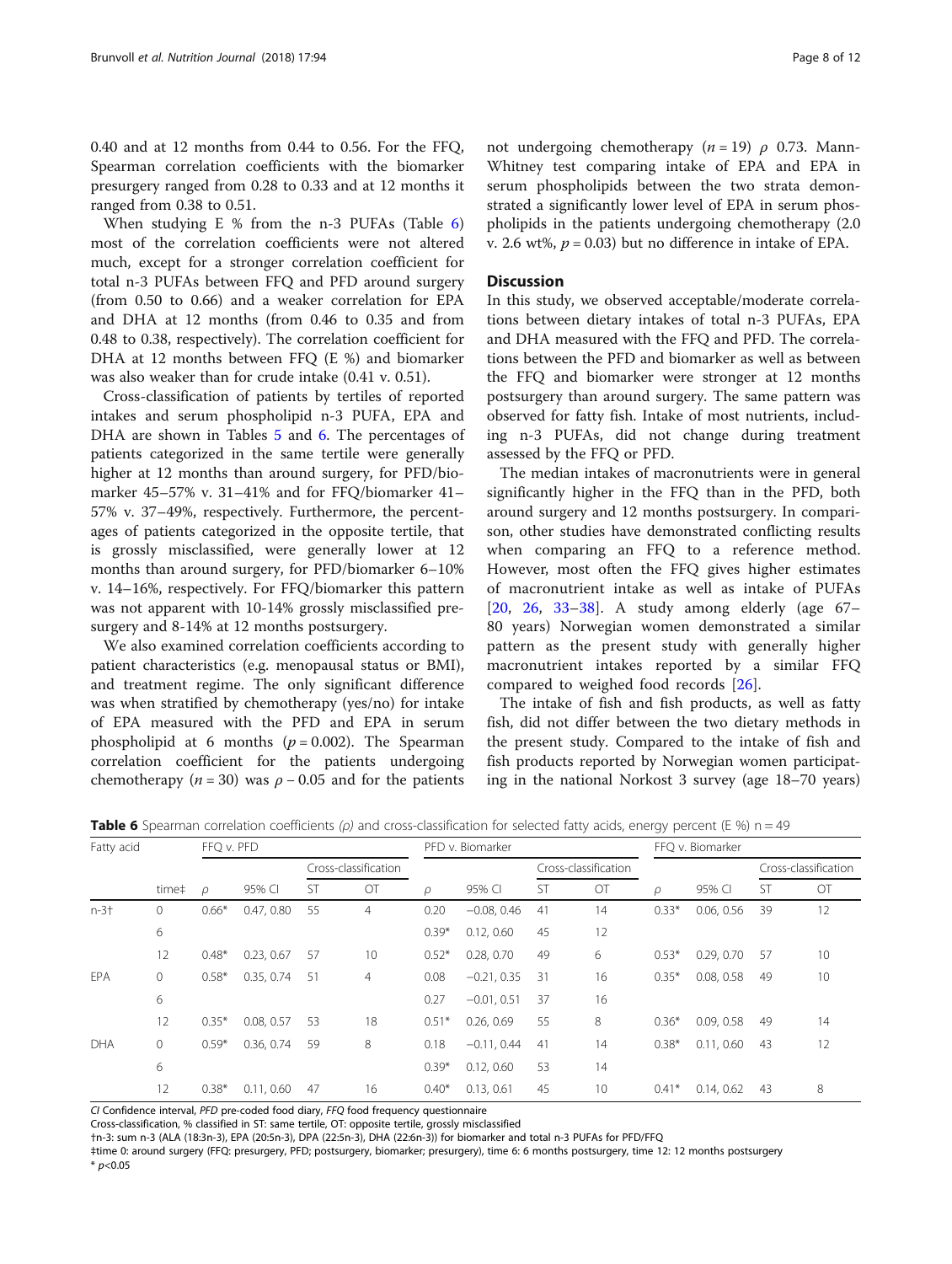0.40 and at 12 months from 0.44 to 0.56. For the FFQ, Spearman correlation coefficients with the biomarker presurgery ranged from 0.28 to 0.33 and at 12 months it ranged from 0.38 to 0.51.

When studying E % from the n-3 PUFAs (Table 6) most of the correlation coefficients were not altered much, except for a stronger correlation coefficient for total n-3 PUFAs between FFQ and PFD around surgery (from 0.50 to 0.66) and a weaker correlation for EPA and DHA at 12 months (from 0.46 to 0.35 and from 0.48 to 0.38, respectively). The correlation coefficient for DHA at 12 months between FFQ (E %) and biomarker was also weaker than for crude intake (0.41 v. 0.51).

Cross-classification of patients by tertiles of reported intakes and serum phospholipid n-3 PUFA, EPA and DHA are shown in Tables 5 and 6. The percentages of patients categorized in the same tertile were generally higher at 12 months than around surgery, for PFD/biomarker 45–57% v. 31–41% and for FFQ/biomarker 41–57% v. 37–49%, respectively. Furthermore, the percentages of patients categorized in the opposite tertile, that is grossly misclassified, were generally lower at 12 months than around surgery, for PFD/biomarker 6–10% v. 14–16%, respectively. For FFQ/biomarker this pattern was not apparent with 10-14% grossly misclassified presurgery and 8-14% at 12 months postsurgery.

We also examined correlation coefficients according to patient characteristics (e.g. menopausal status or BMI), and treatment regime. The only significant difference was when stratified by chemotherapy (yes/no) for intake of EPA measured with the PFD and EPA in serum phospholipid at 6 months ($p = 0.002$). The Spearman correlation coefficient for the patients undergoing chemotherapy ($n = 30$) was $\rho$ – 0.05 and for the patients not undergoing chemotherapy ($n = 19$) $\rho$ 0.73. Mann-Whitney test comparing intake of EPA and EPA in serum phospholipids between the two strata demonstrated a significantly lower level of EPA in serum phospholipids in the patients undergoing chemotherapy (2.0 v. 2.6 wt%, $p = 0.03$) but no difference in intake of EPA.

## Discussion

In this study, we observed acceptable/moderate correlations between dietary intakes of total n-3 PUFAs, EPA and DHA measured with the FFQ and PFD. The correlations between the PFD and biomarker as well as between the FFQ and biomarker were stronger at 12 months postsurgery than around surgery. The same pattern was observed for fatty fish. Intake of most nutrients, including n-3 PUFAs, did not change during treatment assessed by the FFQ or PFD.

The median intakes of macronutrients were in general significantly higher in the FFQ than in the PFD, both around surgery and 12 months postsurgery. In comparison, other studies have demonstrated conflicting results when comparing an FFQ to a reference method. However, most often the FFQ gives higher estimates of macronutrient intake as well as intake of PUFAs [20, 26, 33–38]. A study among elderly (age 67–80 years) Norwegian women demonstrated a similar pattern as the present study with generally higher macronutrient intakes reported by a similar FFQ compared to weighed food records [26].

The intake of fish and fish products, as well as fatty fish, did not differ between the two dietary methods in the present study. Compared to the intake of fish and fish products reported by Norwegian women participating in the national Norkost 3 survey (age 18–70 years)

**Table 6** Spearman correlation coefficients ($\rho$) and cross-classification for selected fatty acids, energy percent (E %) n = 49

| Fatty acid | | FFQ v. PFD | | | | PFD v. Biomarker | | | | FFQ v. Biomarker | | | |
|---|---|---|---|---|---|---|---|---|---|---|---|---|---|
| | | | | Cross-classification | | | | Cross-classification | | | | Cross-classification | |
| | time‡ | $\rho$ | 95% CI | ST | OT | $\rho$ | 95% CI | ST | OT | $\rho$ | 95% CI | ST | OT |
| n-3† | 0 | 0.66* | 0.47, 0.80 | 55 | 4 | 0.20 | −0.08, 0.46 | 41 | 14 | 0.33* | 0.06, 0.56 | 39 | 12 |
| | 6 | | | | | 0.39* | 0.12, 0.60 | 45 | 12 | | | | |
| | 12 | 0.48* | 0.23, 0.67 | 57 | 10 | 0.52* | 0.28, 0.70 | 49 | 6 | 0.53* | 0.29, 0.70 | 57 | 10 |
| EPA | 0 | 0.58* | 0.35, 0.74 | 51 | 4 | 0.08 | −0.21, 0.35 | 31 | 16 | 0.35* | 0.08, 0.58 | 49 | 10 |
| | 6 | | | | | 0.27 | −0.01, 0.51 | 37 | 16 | | | | |
| | 12 | 0.35* | 0.08, 0.57 | 53 | 18 | 0.51* | 0.26, 0.69 | 55 | 8 | 0.36* | 0.09, 0.58 | 49 | 14 |
| DHA | 0 | 0.59* | 0.36, 0.74 | 59 | 8 | 0.18 | −0.11, 0.44 | 41 | 14 | 0.38* | 0.11, 0.60 | 43 | 12 |
| | 6 | | | | | 0.39* | 0.12, 0.60 | 53 | 14 | | | | |
| | 12 | 0.38* | 0.11, 0.60 | 47 | 16 | 0.40* | 0.13, 0.61 | 45 | 10 | 0.41* | 0.14, 0.62 | 43 | 8 |

*CI* Confidence interval, *PFD* pre-coded food diary, *FFQ* food frequency questionnaire

Cross-classification, % classified in ST: same tertile, OT: opposite tertile, grossly misclassified

†n-3: sum n-3 (ALA (18:3n-3), EPA (20:5n-3), DPA (22:5n-3), DHA (22:6n-3)) for biomarker and total n-3 PUFAs for PFD/FFQ

‡time 0: around surgery (FFQ: presurgery, PFD; postsurgery, biomarker; presurgery), time 6: 6 months postsurgery, time 12: 12 months postsurgery

* $p<0.05$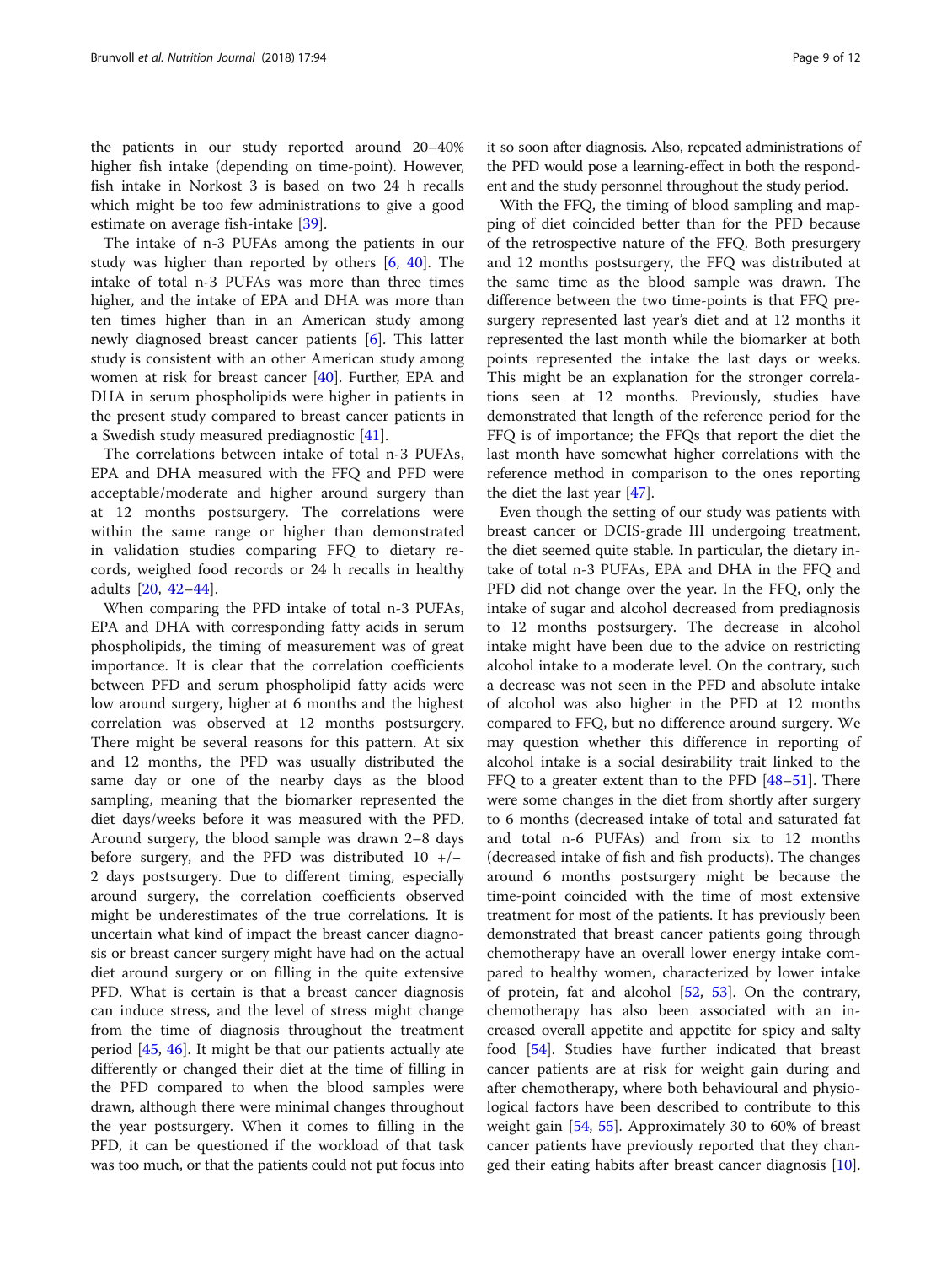the patients in our study reported around 20–40% higher fish intake (depending on time-point). However, fish intake in Norkost 3 is based on two 24 h recalls which might be too few administrations to give a good estimate on average fish-intake [39].

The intake of n-3 PUFAs among the patients in our study was higher than reported by others [6, 40]. The intake of total n-3 PUFAs was more than three times higher, and the intake of EPA and DHA was more than ten times higher than in an American study among newly diagnosed breast cancer patients [6]. This latter study is consistent with an other American study among women at risk for breast cancer [40]. Further, EPA and DHA in serum phospholipids were higher in patients in the present study compared to breast cancer patients in a Swedish study measured prediagnostic [41].

The correlations between intake of total n-3 PUFAs, EPA and DHA measured with the FFQ and PFD were acceptable/moderate and higher around surgery than at 12 months postsurgery. The correlations were within the same range or higher than demonstrated in validation studies comparing FFQ to dietary records, weighed food records or 24 h recalls in healthy adults [20, 42–44].

When comparing the PFD intake of total n-3 PUFAs, EPA and DHA with corresponding fatty acids in serum phospholipids, the timing of measurement was of great importance. It is clear that the correlation coefficients between PFD and serum phospholipid fatty acids were low around surgery, higher at 6 months and the highest correlation was observed at 12 months postsurgery. There might be several reasons for this pattern. At six and 12 months, the PFD was usually distributed the same day or one of the nearby days as the blood sampling, meaning that the biomarker represented the diet days/weeks before it was measured with the PFD. Around surgery, the blood sample was drawn 2–8 days before surgery, and the PFD was distributed 10 +/− 2 days postsurgery. Due to different timing, especially around surgery, the correlation coefficients observed might be underestimates of the true correlations. It is uncertain what kind of impact the breast cancer diagnosis or breast cancer surgery might have had on the actual diet around surgery or on filling in the quite extensive PFD. What is certain is that a breast cancer diagnosis can induce stress, and the level of stress might change from the time of diagnosis throughout the treatment period [45, 46]. It might be that our patients actually ate differently or changed their diet at the time of filling in the PFD compared to when the blood samples were drawn, although there were minimal changes throughout the year postsurgery. When it comes to filling in the PFD, it can be questioned if the workload of that task was too much, or that the patients could not put focus into it so soon after diagnosis. Also, repeated administrations of the PFD would pose a learning-effect in both the respondent and the study personnel throughout the study period.

With the FFQ, the timing of blood sampling and mapping of diet coincided better than for the PFD because of the retrospective nature of the FFQ. Both presurgery and 12 months postsurgery, the FFQ was distributed at the same time as the blood sample was drawn. The difference between the two time-points is that FFQ presurgery represented last year's diet and at 12 months it represented the last month while the biomarker at both points represented the intake the last days or weeks. This might be an explanation for the stronger correlations seen at 12 months. Previously, studies have demonstrated that length of the reference period for the FFQ is of importance; the FFQs that report the diet the last month have somewhat higher correlations with the reference method in comparison to the ones reporting the diet the last year [47].

Even though the setting of our study was patients with breast cancer or DCIS-grade III undergoing treatment, the diet seemed quite stable. In particular, the dietary intake of total n-3 PUFAs, EPA and DHA in the FFQ and PFD did not change over the year. In the FFQ, only the intake of sugar and alcohol decreased from prediagnosis to 12 months postsurgery. The decrease in alcohol intake might have been due to the advice on restricting alcohol intake to a moderate level. On the contrary, such a decrease was not seen in the PFD and absolute intake of alcohol was also higher in the PFD at 12 months compared to FFQ, but no difference around surgery. We may question whether this difference in reporting of alcohol intake is a social desirability trait linked to the FFQ to a greater extent than to the PFD [48–51]. There were some changes in the diet from shortly after surgery to 6 months (decreased intake of total and saturated fat and total n-6 PUFAs) and from six to 12 months (decreased intake of fish and fish products). The changes around 6 months postsurgery might be because the time-point coincided with the time of most extensive treatment for most of the patients. It has previously been demonstrated that breast cancer patients going through chemotherapy have an overall lower energy intake compared to healthy women, characterized by lower intake of protein, fat and alcohol [52, 53]. On the contrary, chemotherapy has also been associated with an increased overall appetite and appetite for spicy and salty food [54]. Studies have further indicated that breast cancer patients are at risk for weight gain during and after chemotherapy, where both behavioural and physiological factors have been described to contribute to this weight gain [54, 55]. Approximately 30 to 60% of breast cancer patients have previously reported that they changed their eating habits after breast cancer diagnosis [10].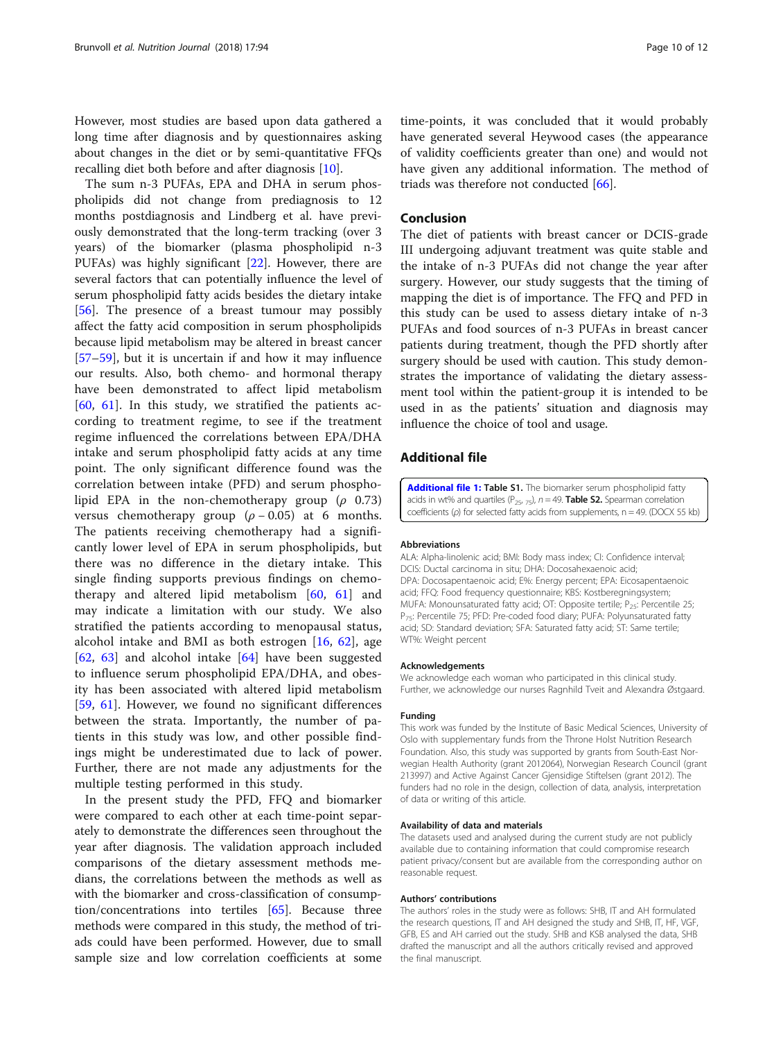However, most studies are based upon data gathered a long time after diagnosis and by questionnaires asking about changes in the diet or by semi-quantitative FFQs recalling diet both before and after diagnosis [10].

The sum n-3 PUFAs, EPA and DHA in serum phospholipids did not change from prediagnosis to 12 months postdiagnosis and Lindberg et al. have previously demonstrated that the long-term tracking (over 3 years) of the biomarker (plasma phospholipid n-3 PUFAs) was highly significant [22]. However, there are several factors that can potentially influence the level of serum phospholipid fatty acids besides the dietary intake [56]. The presence of a breast tumour may possibly affect the fatty acid composition in serum phospholipids because lipid metabolism may be altered in breast cancer [57–59], but it is uncertain if and how it may influence our results. Also, both chemo- and hormonal therapy have been demonstrated to affect lipid metabolism [60, 61]. In this study, we stratified the patients according to treatment regime, to see if the treatment regime influenced the correlations between EPA/DHA intake and serum phospholipid fatty acids at any time point. The only significant difference found was the correlation between intake (PFD) and serum phospholipid EPA in the non-chemotherapy group ($\rho$ 0.73) versus chemotherapy group ($\rho$ – 0.05) at 6 months. The patients receiving chemotherapy had a significantly lower level of EPA in serum phospholipids, but there was no difference in the dietary intake. This single finding supports previous findings on chemotherapy and altered lipid metabolism [60, 61] and may indicate a limitation with our study. We also stratified the patients according to menopausal status, alcohol intake and BMI as both estrogen [16, 62], age [62, 63] and alcohol intake [64] have been suggested to influence serum phospholipid EPA/DHA, and obesity has been associated with altered lipid metabolism [59, 61]. However, we found no significant differences between the strata. Importantly, the number of patients in this study was low, and other possible findings might be underestimated due to lack of power. Further, there are not made any adjustments for the multiple testing performed in this study.

In the present study the PFD, FFQ and biomarker were compared to each other at each time-point separately to demonstrate the differences seen throughout the year after diagnosis. The validation approach included comparisons of the dietary assessment methods medians, the correlations between the methods as well as with the biomarker and cross-classification of consumption/concentrations into tertiles [65]. Because three methods were compared in this study, the method of triads could have been performed. However, due to small sample size and low correlation coefficients at some time-points, it was concluded that it would probably have generated several Heywood cases (the appearance of validity coefficients greater than one) and would not have given any additional information. The method of triads was therefore not conducted [66].

## Conclusion

The diet of patients with breast cancer or DCIS-grade III undergoing adjuvant treatment was quite stable and the intake of n-3 PUFAs did not change the year after surgery. However, our study suggests that the timing of mapping the diet is of importance. The FFQ and PFD in this study can be used to assess dietary intake of n-3 PUFAs and food sources of n-3 PUFAs in breast cancer patients during treatment, though the PFD shortly after surgery should be used with caution. This study demonstrates the importance of validating the dietary assessment tool within the patient-group it is intended to be used in as the patients' situation and diagnosis may influence the choice of tool and usage.

## Additional file

**Additional file 1: Table S1.** The biomarker serum phospholipid fatty acids in wt% and quartiles ($P_{25, 75}$), n = 49. **Table S2.** Spearman correlation coefficients ($\rho$) for selected fatty acids from supplements, n = 49. (DOCX 55 kb)

### Abbreviations

ALA: Alpha-linolenic acid; BMI: Body mass index; CI: Confidence interval; DCIS: Ductal carcinoma in situ; DHA: Docosahexaenoic acid; DPA: Docosapentaenoic acid; E%: Energy percent; EPA: Eicosapentaenoic acid; FFQ: Food frequency questionnaire; KBS: Kostberegningssystem; MUFA: Monounsaturated fatty acid; OT: Opposite tertile; $P_{25}$: Percentile 25; $P_{75}$: Percentile 75; PFD: Pre-coded food diary; PUFA: Polyunsaturated fatty acid; SD: Standard deviation; SFA: Saturated fatty acid; ST: Same tertile; WT%: Weight percent

### Acknowledgements

We acknowledge each woman who participated in this clinical study. Further, we acknowledge our nurses Ragnhild Tveit and Alexandra Østgaard.

### Funding

This work was funded by the Institute of Basic Medical Sciences, University of Oslo with supplementary funds from the Throne Holst Nutrition Research Foundation. Also, this study was supported by grants from South-East Norwegian Health Authority (grant 2012064), Norwegian Research Council (grant 213997) and Active Against Cancer Gjensidige Stiftelsen (grant 2012). The funders had no role in the design, collection of data, analysis, interpretation of data or writing of this article.

### Availability of data and materials

The datasets used and analysed during the current study are not publicly available due to containing information that could compromise research patient privacy/consent but are available from the corresponding author on reasonable request.

### Authors' contributions

The authors' roles in the study were as follows: SHB, IT and AH formulated the research questions, IT and AH designed the study and SHB, IT, HF, VGF, GFB, ES and AH carried out the study. SHB and KSB analysed the data, SHB drafted the manuscript and all the authors critically revised and approved the final manuscript.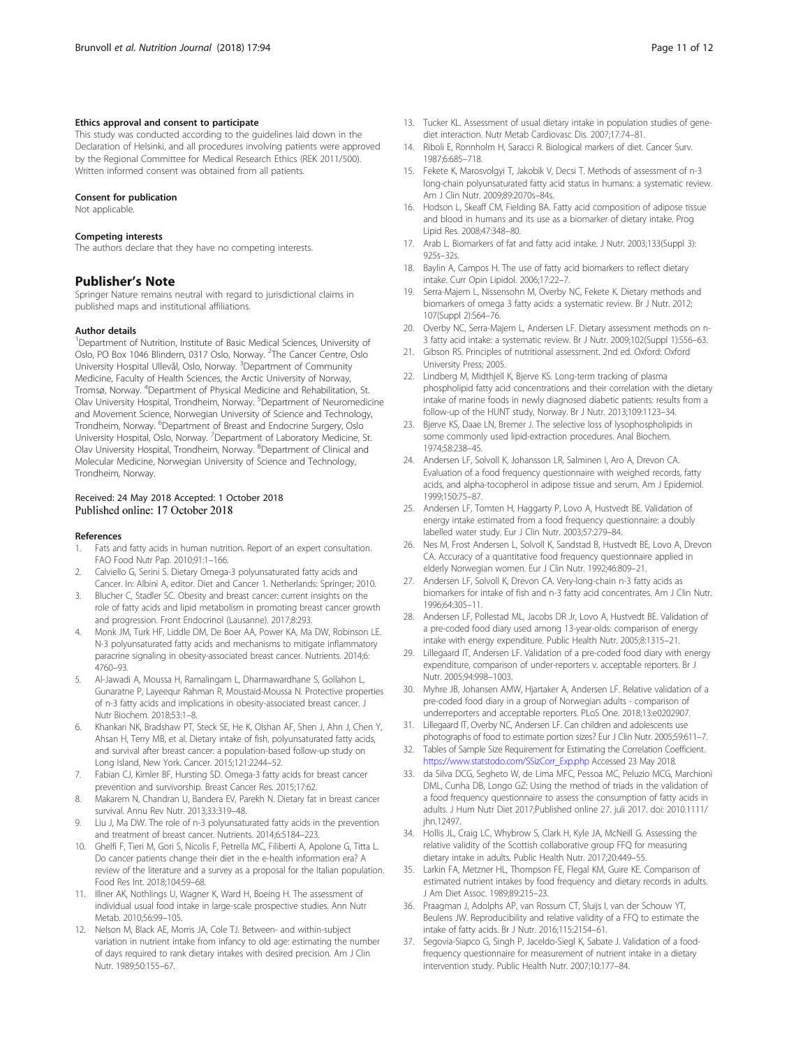#### Ethics approval and consent to participate

This study was conducted according to the guidelines laid down in the Declaration of Helsinki, and all procedures involving patients were approved by the Regional Committee for Medical Research Ethics (REK 2011/500). Written informed consent was obtained from all patients.

#### Consent for publication

Not applicable.

#### Competing interests

The authors declare that they have no competing interests.

## Publisher's Note

Springer Nature remains neutral with regard to jurisdictional claims in published maps and institutional affiliations.

#### Author details

[1]Department of Nutrition, Institute of Basic Medical Sciences, University of Oslo, PO Box 1046 Blindern, 0317 Oslo, Norway. [2]The Cancer Centre, Oslo University Hospital Ullevål, Oslo, Norway. [3]Department of Community Medicine, Faculty of Health Sciences, the Arctic University of Norway, Tromsø, Norway. [4]Department of Physical Medicine and Rehabilitation, St. Olav University Hospital, Trondheim, Norway. [5]Department of Neuromedicine and Movement Science, Norwegian University of Science and Technology, Trondheim, Norway. [6]Department of Breast and Endocrine Surgery, Oslo University Hospital, Oslo, Norway. [7]Department of Laboratory Medicine, St. Olav University Hospital, Trondheim, Norway. [8]Department of Clinical and Molecular Medicine, Norwegian University of Science and Technology, Trondheim, Norway.

Received: 24 May 2018 Accepted: 1 October 2018
Published online: 17 October 2018

#### References

1. Fats and fatty acids in human nutrition. Report of an expert consultation. FAO Food Nutr Pap. 2010;91:1–166.
2. Calviello G, Serini S. Dietary Omega-3 polyunsaturated fatty acids and Cancer. In: Albini A, editor. Diet and Cancer 1. Netherlands: Springer; 2010.
3. Blucher C, Stadler SC. Obesity and breast cancer: current insights on the role of fatty acids and lipid metabolism in promoting breast cancer growth and progression. Front Endocrinol (Lausanne). 2017;8:293.
4. Monk JM, Turk HF, Liddle DM, De Boer AA, Power KA, Ma DW, Robinson LE. N-3 polyunsaturated fatty acids and mechanisms to mitigate inflammatory paracrine signaling in obesity-associated breast cancer. Nutrients. 2014;6:4760–93.
5. Al-Jawadi A, Moussa H, Ramalingam L, Dharmawardhane S, Gollahon L, Gunaratne P, Layeequr Rahman R, Moustaid-Moussa N. Protective properties of n-3 fatty acids and implications in obesity-associated breast cancer. J Nutr Biochem. 2018;53:1–8.
6. Khankari NK, Bradshaw PT, Steck SE, He K, Olshan AF, Shen J, Ahn J, Chen Y, Ahsan H, Terry MB, et al. Dietary intake of fish, polyunsaturated fatty acids, and survival after breast cancer: a population-based follow-up study on Long Island, New York. Cancer. 2015;121:2244–52.
7. Fabian CJ, Kimler BF, Hursting SD. Omega-3 fatty acids for breast cancer prevention and survivorship. Breast Cancer Res. 2015;17:62.
8. Makarem N, Chandran U, Bandera EV, Parekh N. Dietary fat in breast cancer survival. Annu Rev Nutr. 2013;33:319–48.
9. Liu J, Ma DW. The role of n-3 polyunsaturated fatty acids in the prevention and treatment of breast cancer. Nutrients. 2014;6:5184–223.
10. Ghelfi F, Tieri M, Gori S, Nicolis F, Petrella MC, Filiberti A, Apolone G, Titta L. Do cancer patients change their diet in the e-health information era? A review of the literature and a survey as a proposal for the Italian population. Food Res Int. 2018;104:59–68.
11. Illner AK, Nothlings U, Wagner K, Ward H, Boeing H. The assessment of individual usual food intake in large-scale prospective studies. Ann Nutr Metab. 2010;56:99–105.
12. Nelson M, Black AE, Morris JA, Cole TJ. Between- and within-subject variation in nutrient intake from infancy to old age: estimating the number of days required to rank dietary intakes with desired precision. Am J Clin Nutr. 1989;50:155–67.
13. Tucker KL. Assessment of usual dietary intake in population studies of gene-diet interaction. Nutr Metab Cardiovasc Dis. 2007;17:74–81.
14. Riboli E, Ronnholm H, Saracci R. Biological markers of diet. Cancer Surv. 1987;6:685–718.
15. Fekete K, Marosvolgyi T, Jakobik V, Decsi T. Methods of assessment of n-3 long-chain polyunsaturated fatty acid status in humans: a systematic review. Am J Clin Nutr. 2009;89:2070s–84s.
16. Hodson L, Skeaff CM, Fielding BA. Fatty acid composition of adipose tissue and blood in humans and its use as a biomarker of dietary intake. Prog Lipid Res. 2008;47:348–80.
17. Arab L. Biomarkers of fat and fatty acid intake. J Nutr. 2003;133(Suppl 3):925s–32s.
18. Baylin A, Campos H. The use of fatty acid biomarkers to reflect dietary intake. Curr Opin Lipidol. 2006;17:22–7.
19. Serra-Majem L, Nissensohn M, Overby NC, Fekete K. Dietary methods and biomarkers of omega 3 fatty acids: a systematic review. Br J Nutr. 2012;107(Suppl 2):S64–76.
20. Overby NC, Serra-Majem L, Andersen LF. Dietary assessment methods on n-3 fatty acid intake: a systematic review. Br J Nutr. 2009;102(Suppl 1):S56–63.
21. Gibson RS. Principles of nutritional assessment. 2nd ed. Oxford: Oxford University Press; 2005.
22. Lindberg M, Midthjell K, Bjerve KS. Long-term tracking of plasma phospholipid fatty acid concentrations and their correlation with the dietary intake of marine foods in newly diagnosed diabetic patients: results from a follow-up of the HUNT study, Norway. Br J Nutr. 2013;109:1123–34.
23. Bjerve KS, Daae LN, Bremer J. The selective loss of lysophospholipids in some commonly used lipid-extraction procedures. Anal Biochem. 1974;58:238–45.
24. Andersen LF, Solvoll K, Johansson LR, Salminen I, Aro A, Drevon CA. Evaluation of a food frequency questionnaire with weighed records, fatty acids, and alpha-tocopherol in adipose tissue and serum. Am J Epidemiol. 1999;150:75–87.
25. Andersen LF, Tomten H, Haggarty P, Lovo A, Hustvedt BE. Validation of energy intake estimated from a food frequency questionnaire: a doubly labelled water study. Eur J Clin Nutr. 2003;57:279–84.
26. Nes M, Frost Andersen L, Solvoll K, Sandstad B, Hustvedt BE, Lovo A, Drevon CA. Accuracy of a quantitative food frequency questionnaire applied in elderly Norwegian women. Eur J Clin Nutr. 1992;46:809–21.
27. Andersen LF, Solvoll K, Drevon CA. Very-long-chain n-3 fatty acids as biomarkers for intake of fish and n-3 fatty acid concentrates. Am J Clin Nutr. 1996;64:305–11.
28. Andersen LF, Pollestad ML, Jacobs DR Jr, Lovo A, Hustvedt BE. Validation of a pre-coded food diary used among 13-year-olds: comparison of energy intake with energy expenditure. Public Health Nutr. 2005;8:1315–21.
29. Lillegaard IT, Andersen LF. Validation of a pre-coded food diary with energy expenditure, comparison of under-reporters v. acceptable reporters. Br J Nutr. 2005;94:998–1003.
30. Myhre JB, Johansen AMW, Hjartaker A, Andersen LF. Relative validation of a pre-coded food diary in a group of Norwegian adults - comparison of underreporters and acceptable reporters. PLoS One. 2018;13:e0202907.
31. Lillegaard IT, Overby NC, Andersen LF. Can children and adolescents use photographs of food to estimate portion sizes? Eur J Clin Nutr. 2005;59:611–7.
32. Tables of Sample Size Requirement for Estimating the Correlation Coefficient. https://www.statstodo.com/SSizCorr_Exp.php Accessed 23 May 2018.
33. da Silva DCG, Segheto W, de Lima MFC, Pessoa MC, Peluzio MCG, Marchioni DML, Cunha DB, Longo GZ: Using the method of triads in the validation of a food frequency questionnaire to assess the consumption of fatty acids in adults. J Hum Nutr Diet 2017;Published online 27. juli 2017. doi: 2010.1111/jhn.12497.
34. Hollis JL, Craig LC, Whybrow S, Clark H, Kyle JA, McNeill G. Assessing the relative validity of the Scottish collaborative group FFQ for measuring dietary intake in adults. Public Health Nutr. 2017;20:449–55.
35. Larkin FA, Metzner HL, Thompson FE, Flegal KM, Guire KE. Comparison of estimated nutrient intakes by food frequency and dietary records in adults. J Am Diet Assoc. 1989;89:215–23.
36. Praagman J, Adolphs AP, van Rossum CT, Sluijs I, van der Schouw YT, Beulens JW. Reproducibility and relative validity of a FFQ to estimate the intake of fatty acids. Br J Nutr. 2016;115:2154–61.
37. Segovia-Siapco G, Singh P, Jaceldo-Siegl K, Sabate J. Validation of a food-frequency questionnaire for measurement of nutrient intake in a dietary intervention study. Public Health Nutr. 2007;10:177–84.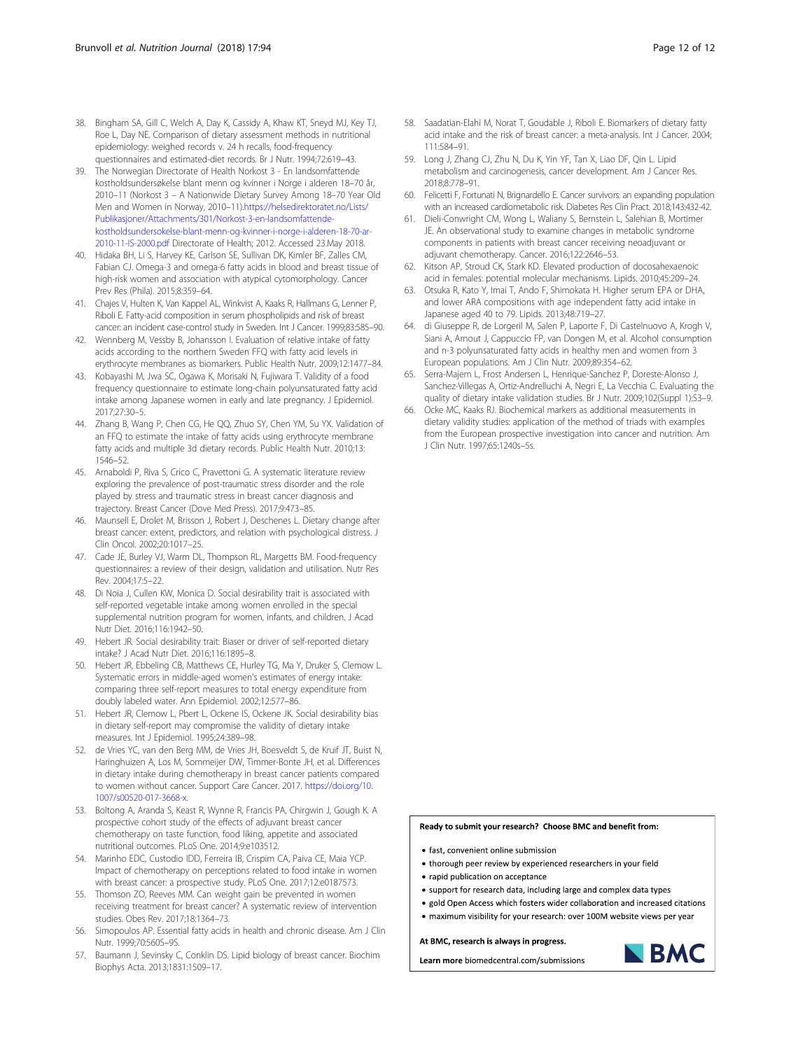38. Bingham SA, Gill C, Welch A, Day K, Cassidy A, Khaw KT, Sneyd MJ, Key TJ, Roe L, Day NE. Comparison of dietary assessment methods in nutritional epidemiology: weighed records v. 24 h recalls, food-frequency questionnaires and estimated-diet records. Br J Nutr. 1994;72:619–43.
39. The Norwegian Directorate of Health Norkost 3 - En landsomfattende kostholdsundersøkelse blant menn og kvinner i Norge i alderen 18–70 år, 2010–11 (Norkost 3 – A Nationwide Dietary Survey Among 18–70 Year Old Men and Women in Norway, 2010–11).https://helsedirektoratet.no/Lists/Publikasjoner/Attachments/301/Norkost-3-en-landsomfattende-kostholdsundersokelse-blant-menn-og-kvinner-i-norge-i-alderen-18-70-ar-2010-11-IS-2000.pdf Directorate of Health; 2012. Accessed 23.May 2018.
40. Hidaka BH, Li S, Harvey KE, Carlson SE, Sullivan DK, Kimler BF, Zalles CM, Fabian CJ. Omega-3 and omega-6 fatty acids in blood and breast tissue of high-risk women and association with atypical cytomorphology. Cancer Prev Res (Phila). 2015;8:359–64.
41. Chajes V, Hulten K, Van Kappel AL, Winkvist A, Kaaks R, Hallmans G, Lenner P, Riboli E. Fatty-acid composition in serum phospholipids and risk of breast cancer: an incident case-control study in Sweden. Int J Cancer. 1999;83:585–90.
42. Wennberg M, Vessby B, Johansson I. Evaluation of relative intake of fatty acids according to the northern Sweden FFQ with fatty acid levels in erythrocyte membranes as biomarkers. Public Health Nutr. 2009;12:1477–84.
43. Kobayashi M, Jwa SC, Ogawa K, Morisaki N, Fujiwara T. Validity of a food frequency questionnaire to estimate long-chain polyunsaturated fatty acid intake among Japanese women in early and late pregnancy. J Epidemiol. 2017;27:30–5.
44. Zhang B, Wang P, Chen CG, He QQ, Zhuo SY, Chen YM, Su YX. Validation of an FFQ to estimate the intake of fatty acids using erythrocyte membrane fatty acids and multiple 3d dietary records. Public Health Nutr. 2010;13: 1546–52.
45. Arnaboldi P, Riva S, Crico C, Pravettoni G. A systematic literature review exploring the prevalence of post-traumatic stress disorder and the role played by stress and traumatic stress in breast cancer diagnosis and trajectory. Breast Cancer (Dove Med Press). 2017;9:473–85.
46. Maunsell E, Drolet M, Brisson J, Robert J, Deschenes L. Dietary change after breast cancer: extent, predictors, and relation with psychological distress. J Clin Oncol. 2002;20:1017–25.
47. Cade JE, Burley VJ, Warm DL, Thompson RL, Margetts BM. Food-frequency questionnaires: a review of their design, validation and utilisation. Nutr Res Rev. 2004;17:5–22.
48. Di Noia J, Cullen KW, Monica D. Social desirability trait is associated with self-reported vegetable intake among women enrolled in the special supplemental nutrition program for women, infants, and children. J Acad Nutr Diet. 2016;116:1942–50.
49. Hebert JR. Social desirability trait: Biaser or driver of self-reported dietary intake? J Acad Nutr Diet. 2016;116:1895–8.
50. Hebert JR, Ebbeling CB, Matthews CE, Hurley TG, Ma Y, Druker S, Clemow L. Systematic errors in middle-aged women's estimates of energy intake: comparing three self-report measures to total energy expenditure from doubly labeled water. Ann Epidemiol. 2002;12:577–86.
51. Hebert JR, Clemow L, Pbert L, Ockene IS, Ockene JK. Social desirability bias in dietary self-report may compromise the validity of dietary intake measures. Int J Epidemiol. 1995;24:389–98.
52. de Vries YC, van den Berg MM, de Vries JH, Boesveldt S, de Kruif JT, Buist N, Haringhuizen A, Los M, Sommeijer DW, Timmer-Bonte JH, et al. Differences in dietary intake during chemotherapy in breast cancer patients compared to women without cancer. Support Care Cancer. 2017. https://doi.org/10.1007/s00520-017-3668-x.
53. Boltong A, Aranda S, Keast R, Wynne R, Francis PA, Chirgwin J, Gough K. A prospective cohort study of the effects of adjuvant breast cancer chemotherapy on taste function, food liking, appetite and associated nutritional outcomes. PLoS One. 2014;9:e103512.
54. Marinho EDC, Custodio IDD, Ferreira IB, Crispim CA, Paiva CE, Maia YCP. Impact of chemotherapy on perceptions related to food intake in women with breast cancer: a prospective study. PLoS One. 2017;12:e0187573.
55. Thomson ZO, Reeves MM. Can weight gain be prevented in women receiving treatment for breast cancer? A systematic review of intervention studies. Obes Rev. 2017;18:1364–73.
56. Simopoulos AP. Essential fatty acids in health and chronic disease. Am J Clin Nutr. 1999;70:560S–9S.
57. Baumann J, Sevinsky C, Conklin DS. Lipid biology of breast cancer. Biochim Biophys Acta. 2013;1831:1509–17.
58. Saadatian-Elahi M, Norat T, Goudable J, Riboli E. Biomarkers of dietary fatty acid intake and the risk of breast cancer: a meta-analysis. Int J Cancer. 2004; 111:584–91.
59. Long J, Zhang CJ, Zhu N, Du K, Yin YF, Tan X, Liao DF, Qin L. Lipid metabolism and carcinogenesis, cancer development. Am J Cancer Res. 2018;8:778–91.
60. Felicetti F, Fortunati N, Brignardello E. Cancer survivors: an expanding population with an increased cardiometabolic risk. Diabetes Res Clin Pract. 2018;143:432-42.
61. Dieli-Conwright CM, Wong L, Waliany S, Bernstein L, Salehian B, Mortimer JE. An observational study to examine changes in metabolic syndrome components in patients with breast cancer receiving neoadjuvant or adjuvant chemotherapy. Cancer. 2016;122:2646–53.
62. Kitson AP, Stroud CK, Stark KD. Elevated production of docosahexaenoic acid in females: potential molecular mechanisms. Lipids. 2010;45:209–24.
63. Otsuka R, Kato Y, Imai T, Ando F, Shimokata H. Higher serum EPA or DHA, and lower ARA compositions with age independent fatty acid intake in Japanese aged 40 to 79. Lipids. 2013;48:719–27.
64. di Giuseppe R, de Lorgeril M, Salen P, Laporte F, Di Castelnuovo A, Krogh V, Siani A, Arnout J, Cappuccio FP, van Dongen M, et al. Alcohol consumption and n-3 polyunsaturated fatty acids in healthy men and women from 3 European populations. Am J Clin Nutr. 2009;89:354–62.
65. Serra-Majem L, Frost Andersen L, Henrique-Sanchez P, Doreste-Alonso J, Sanchez-Villegas A, Ortiz-Andrelluchi A, Negri E, La Vecchia C. Evaluating the quality of dietary intake validation studies. Br J Nutr. 2009;102(Suppl 1):S3–9.
66. Ocke MC, Kaaks RJ. Biochemical markers as additional measurements in dietary validity studies: application of the method of triads with examples from the European prospective investigation into cancer and nutrition. Am J Clin Nutr. 1997;65:1240s–5s.

**Ready to submit your research? Choose BMC and benefit from:**

- fast, convenient online submission
- thorough peer review by experienced researchers in your field
- rapid publication on acceptance
- support for research data, including large and complex data types
- gold Open Access which fosters wider collaboration and increased citations
- maximum visibility for your research: over 100M website views per year

**At BMC, research is always in progress.**

**Learn more** biomedcentral.com/submissions

BMC